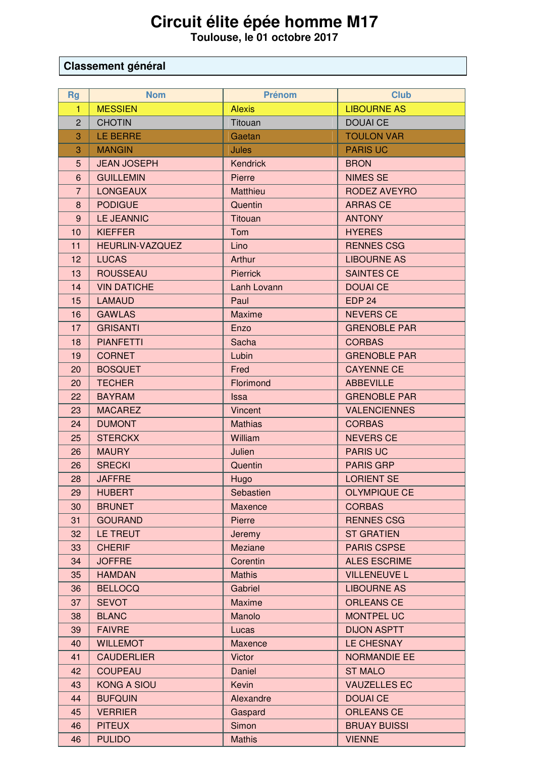# Circuit élite épée homme M17

**Toulouse, le 01 octobre 2017**

## Classement général

| Rg | Nom | Prénom | Club |
|---|---|---|---|
| 1 | MESSIEN | Alexis | LIBOURNE AS |
| 2 | CHOTIN | Titouan | DOUAI CE |
| 3 | LE BERRE | Gaetan | TOULON VAR |
| 3 | MANGIN | Jules | PARIS UC |
| 5 | JEAN JOSEPH | Kendrick | BRON |
| 6 | GUILLEMIN | Pierre | NIMES SE |
| 7 | LONGEAUX | Matthieu | RODEZ AVEYRO |
| 8 | PODIGUE | Quentin | ARRAS CE |
| 9 | LE JEANNIC | Titouan | ANTONY |
| 10 | KIEFFER | Tom | HYERES |
| 11 | HEURLIN-VAZQUEZ | Lino | RENNES CSG |
| 12 | LUCAS | Arthur | LIBOURNE AS |
| 13 | ROUSSEAU | Pierrick | SAINTES CE |
| 14 | VIN DATICHE | Lanh Lovann | DOUAI CE |
| 15 | LAMAUD | Paul | EDP 24 |
| 16 | GAWLAS | Maxime | NEVERS CE |
| 17 | GRISANTI | Enzo | GRENOBLE PAR |
| 18 | PIANFETTI | Sacha | CORBAS |
| 19 | CORNET | Lubin | GRENOBLE PAR |
| 20 | BOSQUET | Fred | CAYENNE CE |
| 20 | TECHER | Florimond | ABBEVILLE |
| 22 | BAYRAM | Issa | GRENOBLE PAR |
| 23 | MACAREZ | Vincent | VALENCIENNES |
| 24 | DUMONT | Mathias | CORBAS |
| 25 | STERCKX | William | NEVERS CE |
| 26 | MAURY | Julien | PARIS UC |
| 26 | SRECKI | Quentin | PARIS GRP |
| 28 | JAFFRE | Hugo | LORIENT SE |
| 29 | HUBERT | Sebastien | OLYMPIQUE CE |
| 30 | BRUNET | Maxence | CORBAS |
| 31 | GOURAND | Pierre | RENNES CSG |
| 32 | LE TREUT | Jeremy | ST GRATIEN |
| 33 | CHERIF | Meziane | PARIS CSPSE |
| 34 | JOFFRE | Corentin | ALES ESCRIME |
| 35 | HAMDAN | Mathis | VILLENEUVE L |
| 36 | BELLOCQ | Gabriel | LIBOURNE AS |
| 37 | SEVOT | Maxime | ORLEANS CE |
| 38 | BLANC | Manolo | MONTPEL UC |
| 39 | FAIVRE | Lucas | DIJON ASPTT |
| 40 | WILLEMOT | Maxence | LE CHESNAY |
| 41 | CAUDERLIER | Victor | NORMANDIE EE |
| 42 | COUPEAU | Daniel | ST MALO |
| 43 | KONG A SIOU | Kevin | VAUZELLES EC |
| 44 | BUFQUIN | Alexandre | DOUAI CE |
| 45 | VERRIER | Gaspard | ORLEANS CE |
| 46 | PITEUX | Simon | BRUAY BUISSI |
| 46 | PULIDO | Mathis | VIENNE |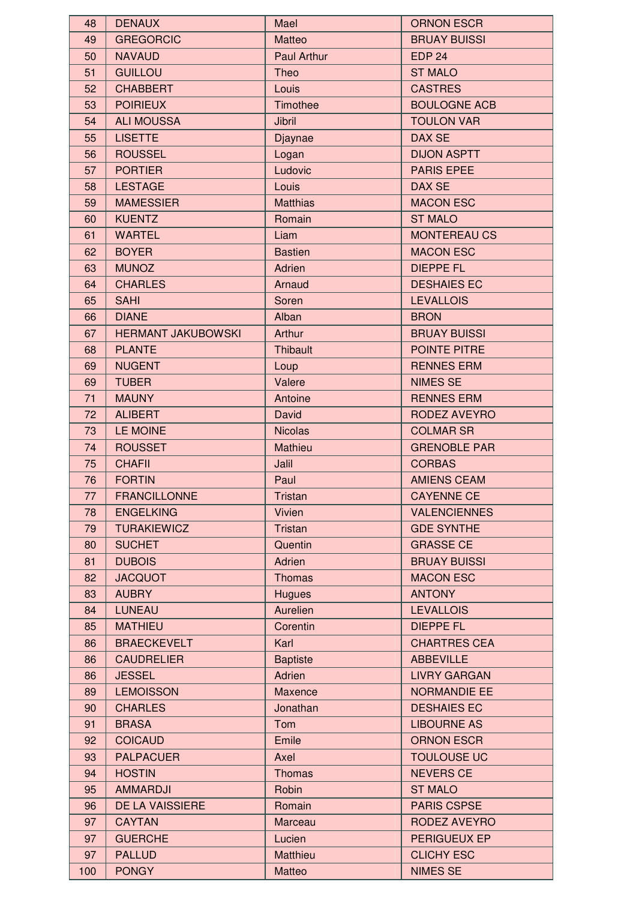| 48 | DENAUX | Mael | ORNON ESCR |
|---|---|---|---|
| 49 | GREGORCIC | Matteo | BRUAY BUISSI |
| 50 | NAVAUD | Paul Arthur | EDP 24 |
| 51 | GUILLOU | Theo | ST MALO |
| 52 | CHABBERT | Louis | CASTRES |
| 53 | POIRIEUX | Timothee | BOULOGNE ACB |
| 54 | ALI MOUSSA | Jibril | TOULON VAR |
| 55 | LISETTE | Djaynae | DAX SE |
| 56 | ROUSSEL | Logan | DIJON ASPTT |
| 57 | PORTIER | Ludovic | PARIS EPEE |
| 58 | LESTAGE | Louis | DAX SE |
| 59 | MAMESSIER | Matthias | MACON ESC |
| 60 | KUENTZ | Romain | ST MALO |
| 61 | WARTEL | Liam | MONTEREAU CS |
| 62 | BOYER | Bastien | MACON ESC |
| 63 | MUNOZ | Adrien | DIEPPE FL |
| 64 | CHARLES | Arnaud | DESHAIES EC |
| 65 | SAHI | Soren | LEVALLOIS |
| 66 | DIANE | Alban | BRON |
| 67 | HERMANT JAKUBOWSKI | Arthur | BRUAY BUISSI |
| 68 | PLANTE | Thibault | POINTE PITRE |
| 69 | NUGENT | Loup | RENNES ERM |
| 69 | TUBER | Valere | NIMES SE |
| 71 | MAUNY | Antoine | RENNES ERM |
| 72 | ALIBERT | David | RODEZ AVEYRO |
| 73 | LE MOINE | Nicolas | COLMAR SR |
| 74 | ROUSSET | Mathieu | GRENOBLE PAR |
| 75 | CHAFII | Jalil | CORBAS |
| 76 | FORTIN | Paul | AMIENS CEAM |
| 77 | FRANCILLONNE | Tristan | CAYENNE CE |
| 78 | ENGELKING | Vivien | VALENCIENNES |
| 79 | TURAKIEWICZ | Tristan | GDE SYNTHE |
| 80 | SUCHET | Quentin | GRASSE CE |
| 81 | DUBOIS | Adrien | BRUAY BUISSI |
| 82 | JACQUOT | Thomas | MACON ESC |
| 83 | AUBRY | Hugues | ANTONY |
| 84 | LUNEAU | Aurelien | LEVALLOIS |
| 85 | MATHIEU | Corentin | DIEPPE FL |
| 86 | BRAECKEVELT | Karl | CHARTRES CEA |
| 86 | CAUDRELIER | Baptiste | ABBEVILLE |
| 86 | JESSEL | Adrien | LIVRY GARGAN |
| 89 | LEMOISSON | Maxence | NORMANDIE EE |
| 90 | CHARLES | Jonathan | DESHAIES EC |
| 91 | BRASA | Tom | LIBOURNE AS |
| 92 | COICAUD | Emile | ORNON ESCR |
| 93 | PALPACUER | Axel | TOULOUSE UC |
| 94 | HOSTIN | Thomas | NEVERS CE |
| 95 | AMMARDJI | Robin | ST MALO |
| 96 | DE LA VAISSIERE | Romain | PARIS CSPSE |
| 97 | CAYTAN | Marceau | RODEZ AVEYRO |
| 97 | GUERCHE | Lucien | PERIGUEUX EP |
| 97 | PALLUD | Matthieu | CLICHY ESC |
| 100 | PONGY | Matteo | NIMES SE |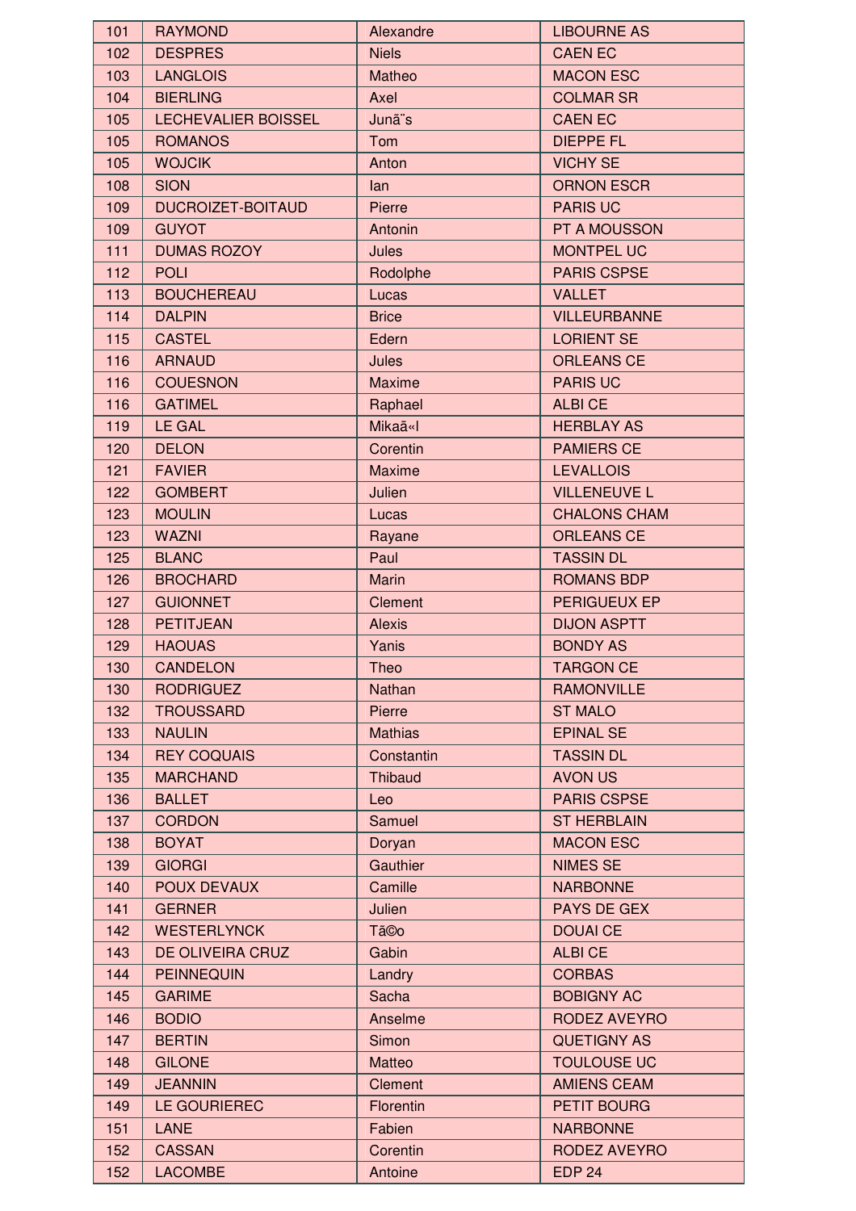| 101 | RAYMOND | Alexandre | LIBOURNE AS |
|---|---|---|---|
| 102 | DESPRES | Niels | CAEN EC |
| 103 | LANGLOIS | Matheo | MACON ESC |
| 104 | BIERLING | Axel | COLMAR SR |
| 105 | LECHEVALIER BOISSEL | Junã¨s | CAEN EC |
| 105 | ROMANOS | Tom | DIEPPE FL |
| 105 | WOJCIK | Anton | VICHY SE |
| 108 | SION | Ian | ORNON ESCR |
| 109 | DUCROIZET-BOITAUD | Pierre | PARIS UC |
| 109 | GUYOT | Antonin | PT A MOUSSON |
| 111 | DUMAS ROZOY | Jules | MONTPEL UC |
| 112 | POLI | Rodolphe | PARIS CSPSE |
| 113 | BOUCHEREAU | Lucas | VALLET |
| 114 | DALPIN | Brice | VILLEURBANNE |
| 115 | CASTEL | Edern | LORIENT SE |
| 116 | ARNAUD | Jules | ORLEANS CE |
| 116 | COUESNON | Maxime | PARIS UC |
| 116 | GATIMEL | Raphael | ALBI CE |
| 119 | LE GAL | Mikaã«l | HERBLAY AS |
| 120 | DELON | Corentin | PAMIERS CE |
| 121 | FAVIER | Maxime | LEVALLOIS |
| 122 | GOMBERT | Julien | VILLENEUVE L |
| 123 | MOULIN | Lucas | CHALONS CHAM |
| 123 | WAZNI | Rayane | ORLEANS CE |
| 125 | BLANC | Paul | TASSIN DL |
| 126 | BROCHARD | Marin | ROMANS BDP |
| 127 | GUIONNET | Clement | PERIGUEUX EP |
| 128 | PETITJEAN | Alexis | DIJON ASPTT |
| 129 | HAOUAS | Yanis | BONDY AS |
| 130 | CANDELON | Theo | TARGON CE |
| 130 | RODRIGUEZ | Nathan | RAMONVILLE |
| 132 | TROUSSARD | Pierre | ST MALO |
| 133 | NAULIN | Mathias | EPINAL SE |
| 134 | REY COQUAIS | Constantin | TASSIN DL |
| 135 | MARCHAND | Thibaud | AVON US |
| 136 | BALLET | Leo | PARIS CSPSE |
| 137 | CORDON | Samuel | ST HERBLAIN |
| 138 | BOYAT | Doryan | MACON ESC |
| 139 | GIORGI | Gauthier | NIMES SE |
| 140 | POUX DEVAUX | Camille | NARBONNE |
| 141 | GERNER | Julien | PAYS DE GEX |
| 142 | WESTERLYNCK | Tã©o | DOUAI CE |
| 143 | DE OLIVEIRA CRUZ | Gabin | ALBI CE |
| 144 | PEINNEQUIN | Landry | CORBAS |
| 145 | GARIME | Sacha | BOBIGNY AC |
| 146 | BODIO | Anselme | RODEZ AVEYRO |
| 147 | BERTIN | Simon | QUETIGNY AS |
| 148 | GILONE | Matteo | TOULOUSE UC |
| 149 | JEANNIN | Clement | AMIENS CEAM |
| 149 | LE GOURIEREC | Florentin | PETIT BOURG |
| 151 | LANE | Fabien | NARBONNE |
| 152 | CASSAN | Corentin | RODEZ AVEYRO |
| 152 | LACOMBE | Antoine | EDP 24 |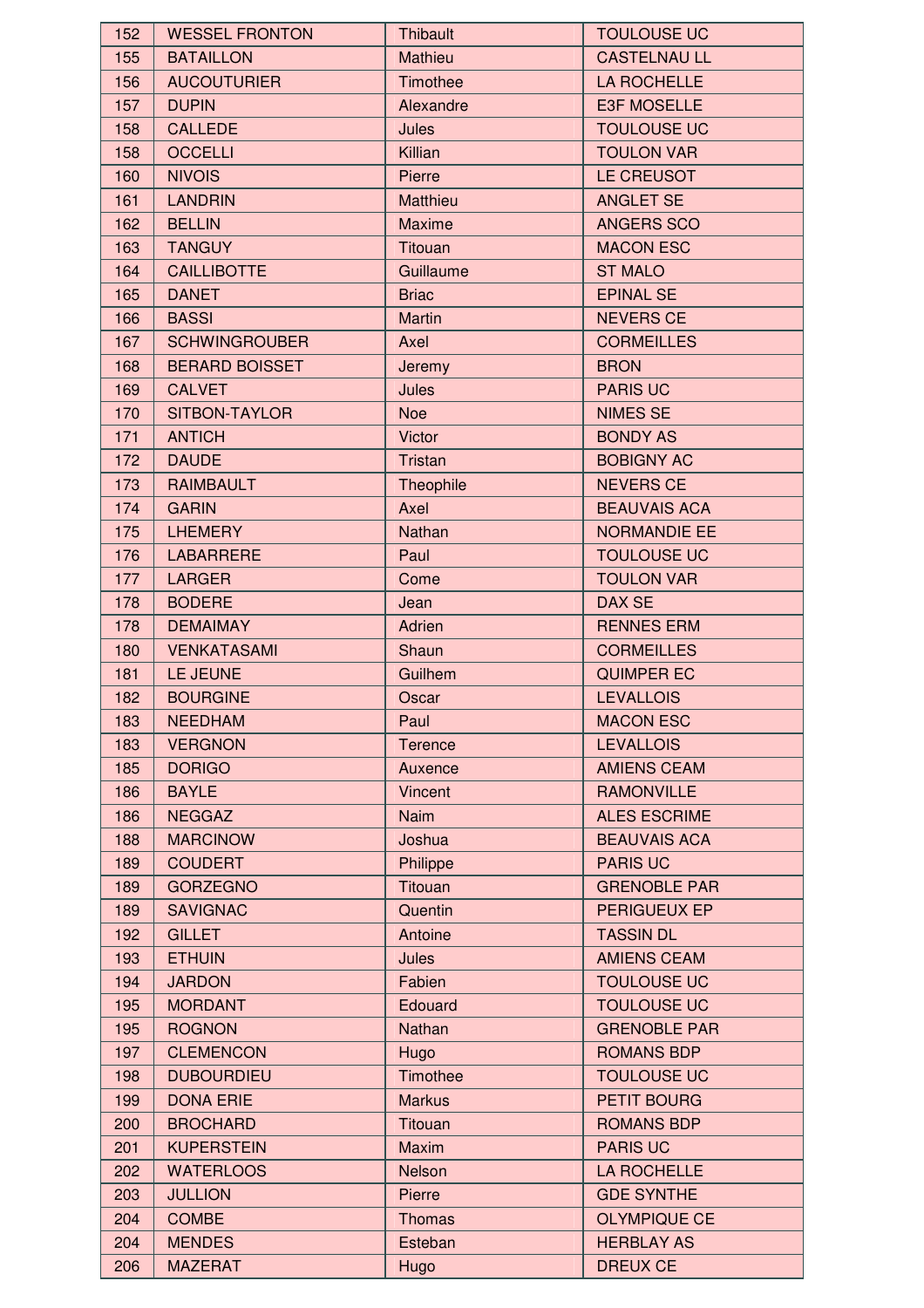| 152 | WESSEL FRONTON | Thibault | TOULOUSE UC |
|---|---|---|---|
| 155 | BATAILLON | Mathieu | CASTELNAU LL |
| 156 | AUCOUTURIER | Timothee | LA ROCHELLE |
| 157 | DUPIN | Alexandre | E3F MOSELLE |
| 158 | CALLEDE | Jules | TOULOUSE UC |
| 158 | OCCELLI | Killian | TOULON VAR |
| 160 | NIVOIS | Pierre | LE CREUSOT |
| 161 | LANDRIN | Matthieu | ANGLET SE |
| 162 | BELLIN | Maxime | ANGERS SCO |
| 163 | TANGUY | Titouan | MACON ESC |
| 164 | CAILLIBOTTE | Guillaume | ST MALO |
| 165 | DANET | Briac | EPINAL SE |
| 166 | BASSI | Martin | NEVERS CE |
| 167 | SCHWINGROUBER | Axel | CORMEILLES |
| 168 | BERARD BOISSET | Jeremy | BRON |
| 169 | CALVET | Jules | PARIS UC |
| 170 | SITBON-TAYLOR | Noe | NIMES SE |
| 171 | ANTICH | Victor | BONDY AS |
| 172 | DAUDE | Tristan | BOBIGNY AC |
| 173 | RAIMBAULT | Theophile | NEVERS CE |
| 174 | GARIN | Axel | BEAUVAIS ACA |
| 175 | LHEMERY | Nathan | NORMANDIE EE |
| 176 | LABARRERE | Paul | TOULOUSE UC |
| 177 | LARGER | Come | TOULON VAR |
| 178 | BODERE | Jean | DAX SE |
| 178 | DEMAIMAY | Adrien | RENNES ERM |
| 180 | VENKATASAMI | Shaun | CORMEILLES |
| 181 | LE JEUNE | Guilhem | QUIMPER EC |
| 182 | BOURGINE | Oscar | LEVALLOIS |
| 183 | NEEDHAM | Paul | MACON ESC |
| 183 | VERGNON | Terence | LEVALLOIS |
| 185 | DORIGO | Auxence | AMIENS CEAM |
| 186 | BAYLE | Vincent | RAMONVILLE |
| 186 | NEGGAZ | Naim | ALES ESCRIME |
| 188 | MARCINOW | Joshua | BEAUVAIS ACA |
| 189 | COUDERT | Philippe | PARIS UC |
| 189 | GORZEGNO | Titouan | GRENOBLE PAR |
| 189 | SAVIGNAC | Quentin | PERIGUEUX EP |
| 192 | GILLET | Antoine | TASSIN DL |
| 193 | ETHUIN | Jules | AMIENS CEAM |
| 194 | JARDON | Fabien | TOULOUSE UC |
| 195 | MORDANT | Edouard | TOULOUSE UC |
| 195 | ROGNON | Nathan | GRENOBLE PAR |
| 197 | CLEMENCON | Hugo | ROMANS BDP |
| 198 | DUBOURDIEU | Timothee | TOULOUSE UC |
| 199 | DONA ERIE | Markus | PETIT BOURG |
| 200 | BROCHARD | Titouan | ROMANS BDP |
| 201 | KUPERSTEIN | Maxim | PARIS UC |
| 202 | WATERLOOS | Nelson | LA ROCHELLE |
| 203 | JULLION | Pierre | GDE SYNTHE |
| 204 | COMBE | Thomas | OLYMPIQUE CE |
| 204 | MENDES | Esteban | HERBLAY AS |
| 206 | MAZERAT | Hugo | DREUX CE |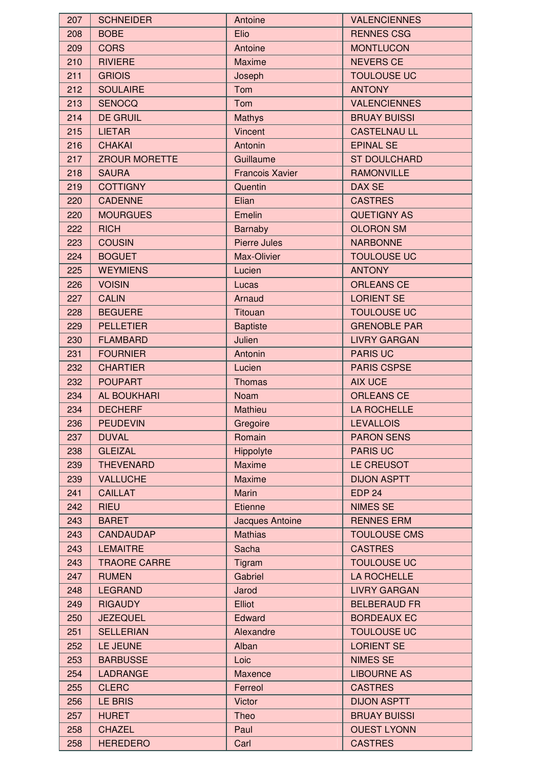| 207 | SCHNEIDER | Antoine | VALENCIENNES |
|---|---|---|---|
| 208 | BOBE | Elio | RENNES CSG |
| 209 | CORS | Antoine | MONTLUCON |
| 210 | RIVIERE | Maxime | NEVERS CE |
| 211 | GRIOIS | Joseph | TOULOUSE UC |
| 212 | SOULAIRE | Tom | ANTONY |
| 213 | SENOCQ | Tom | VALENCIENNES |
| 214 | DE GRUIL | Mathys | BRUAY BUISSI |
| 215 | LIETAR | Vincent | CASTELNAU LL |
| 216 | CHAKAI | Antonin | EPINAL SE |
| 217 | ZROUR MORETTE | Guillaume | ST DOULCHARD |
| 218 | SAURA | Francois Xavier | RAMONVILLE |
| 219 | COTTIGNY | Quentin | DAX SE |
| 220 | CADENNE | Elian | CASTRES |
| 220 | MOURGUES | Emelin | QUETIGNY AS |
| 222 | RICH | Barnaby | OLORON SM |
| 223 | COUSIN | Pierre Jules | NARBONNE |
| 224 | BOGUET | Max-Olivier | TOULOUSE UC |
| 225 | WEYMIENS | Lucien | ANTONY |
| 226 | VOISIN | Lucas | ORLEANS CE |
| 227 | CALIN | Arnaud | LORIENT SE |
| 228 | BEGUERE | Titouan | TOULOUSE UC |
| 229 | PELLETIER | Baptiste | GRENOBLE PAR |
| 230 | FLAMBARD | Julien | LIVRY GARGAN |
| 231 | FOURNIER | Antonin | PARIS UC |
| 232 | CHARTIER | Lucien | PARIS CSPSE |
| 232 | POUPART | Thomas | AIX UCE |
| 234 | AL BOUKHARI | Noam | ORLEANS CE |
| 234 | DECHERF | Mathieu | LA ROCHELLE |
| 236 | PEUDEVIN | Gregoire | LEVALLOIS |
| 237 | DUVAL | Romain | PARON SENS |
| 238 | GLEIZAL | Hippolyte | PARIS UC |
| 239 | THEVENARD | Maxime | LE CREUSOT |
| 239 | VALLUCHE | Maxime | DIJON ASPTT |
| 241 | CAILLAT | Marin | EDP 24 |
| 242 | RIEU | Etienne | NIMES SE |
| 243 | BARET | Jacques Antoine | RENNES ERM |
| 243 | CANDAUDAP | Mathias | TOULOUSE CMS |
| 243 | LEMAITRE | Sacha | CASTRES |
| 243 | TRAORE CARRE | Tigram | TOULOUSE UC |
| 247 | RUMEN | Gabriel | LA ROCHELLE |
| 248 | LEGRAND | Jarod | LIVRY GARGAN |
| 249 | RIGAUDY | Elliot | BELBERAUD FR |
| 250 | JEZEQUEL | Edward | BORDEAUX EC |
| 251 | SELLERIAN | Alexandre | TOULOUSE UC |
| 252 | LE JEUNE | Alban | LORIENT SE |
| 253 | BARBUSSE | Loic | NIMES SE |
| 254 | LADRANGE | Maxence | LIBOURNE AS |
| 255 | CLERC | Ferreol | CASTRES |
| 256 | LE BRIS | Victor | DIJON ASPTT |
| 257 | HURET | Theo | BRUAY BUISSI |
| 258 | CHAZEL | Paul | OUEST LYONN |
| 258 | HEREDERO | Carl | CASTRES |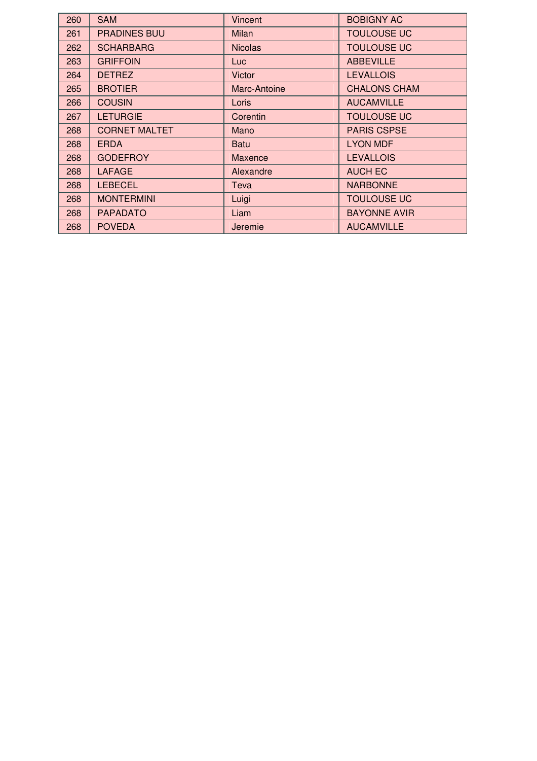| | | | |
|---|---|---|---|
| 260 | SAM | Vincent | BOBIGNY AC |
| 261 | PRADINES BUU | Milan | TOULOUSE UC |
| 262 | SCHARBARG | Nicolas | TOULOUSE UC |
| 263 | GRIFFOIN | Luc | ABBEVILLE |
| 264 | DETREZ | Victor | LEVALLOIS |
| 265 | BROTIER | Marc-Antoine | CHALONS CHAM |
| 266 | COUSIN | Loris | AUCAMVILLE |
| 267 | LETURGIE | Corentin | TOULOUSE UC |
| 268 | CORNET MALTET | Mano | PARIS CSPSE |
| 268 | ERDA | Batu | LYON MDF |
| 268 | GODEFROY | Maxence | LEVALLOIS |
| 268 | LAFAGE | Alexandre | AUCH EC |
| 268 | LEBECEL | Teva | NARBONNE |
| 268 | MONTERMINI | Luigi | TOULOUSE UC |
| 268 | PAPADATO | Liam | BAYONNE AVIR |
| 268 | POVEDA | Jeremie | AUCAMVILLE |